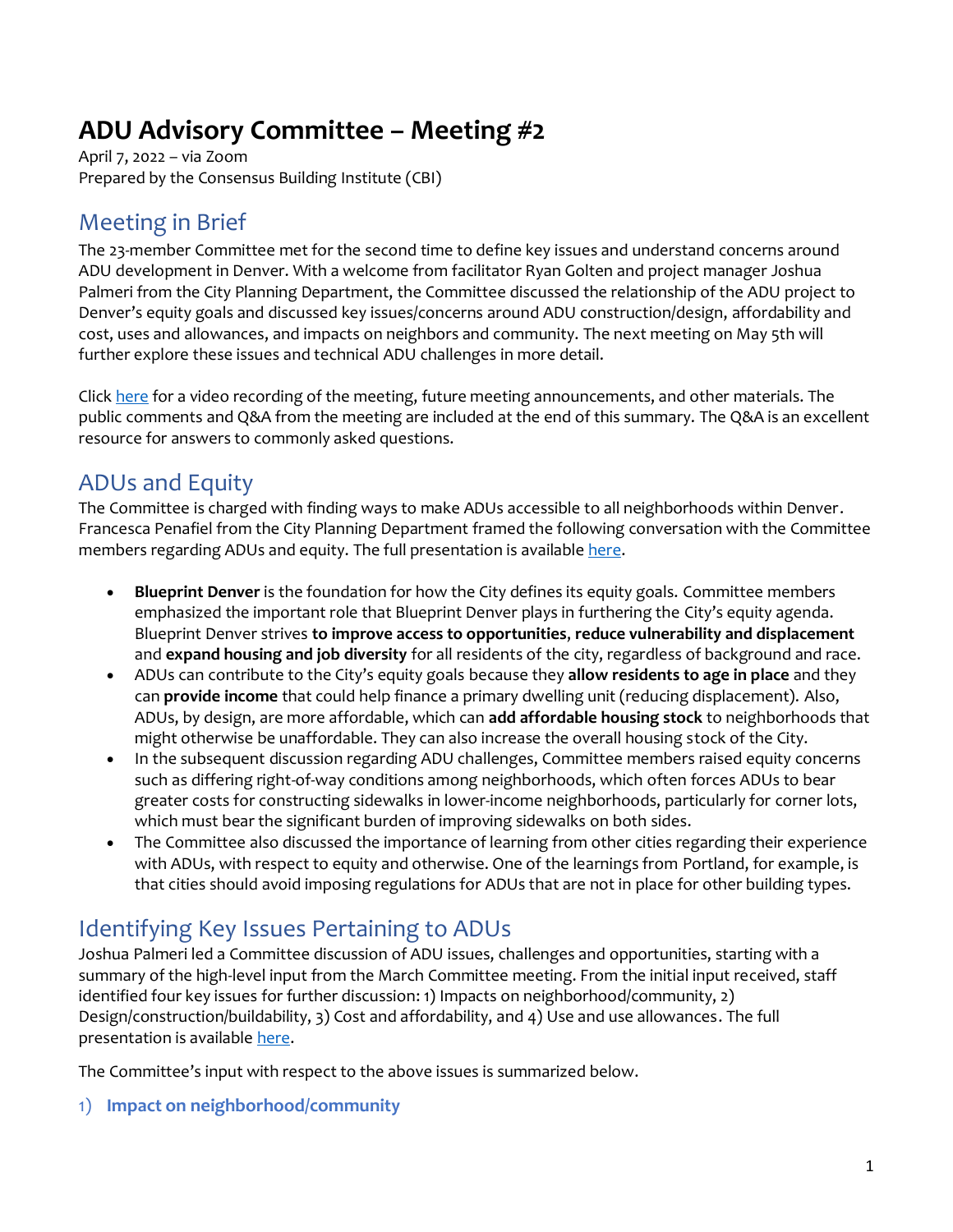# ADU Advisory Committee – Meeting #2

April 7, 2022 – via Zoom
Prepared by the Consensus Building Institute (CBI)

## Meeting in Brief

The 23-member Committee met for the second time to define key issues and understand concerns around ADU development in Denver. With a welcome from facilitator Ryan Golten and project manager Joshua Palmeri from the City Planning Department, the Committee discussed the relationship of the ADU project to Denver's equity goals and discussed key issues/concerns around ADU construction/design, affordability and cost, uses and allowances, and impacts on neighbors and community. The next meeting on May 5th will further explore these issues and technical ADU challenges in more detail.

Click here for a video recording of the meeting, future meeting announcements, and other materials. The public comments and Q&A from the meeting are included at the end of this summary. The Q&A is an excellent resource for answers to commonly asked questions.

## ADUs and Equity

The Committee is charged with finding ways to make ADUs accessible to all neighborhoods within Denver. Francesca Penafiel from the City Planning Department framed the following conversation with the Committee members regarding ADUs and equity. The full presentation is available here.

- **Blueprint Denver** is the foundation for how the City defines its equity goals. Committee members emphasized the important role that Blueprint Denver plays in furthering the City's equity agenda. Blueprint Denver strives **to improve access to opportunities**, **reduce vulnerability and displacement** and **expand housing and job diversity** for all residents of the city, regardless of background and race.
- ADUs can contribute to the City's equity goals because they **allow residents to age in place** and they can **provide income** that could help finance a primary dwelling unit (reducing displacement). Also, ADUs, by design, are more affordable, which can **add affordable housing stock** to neighborhoods that might otherwise be unaffordable. They can also increase the overall housing stock of the City.
- In the subsequent discussion regarding ADU challenges, Committee members raised equity concerns such as differing right-of-way conditions among neighborhoods, which often forces ADUs to bear greater costs for constructing sidewalks in lower-income neighborhoods, particularly for corner lots, which must bear the significant burden of improving sidewalks on both sides.
- The Committee also discussed the importance of learning from other cities regarding their experience with ADUs, with respect to equity and otherwise. One of the learnings from Portland, for example, is that cities should avoid imposing regulations for ADUs that are not in place for other building types.

## Identifying Key Issues Pertaining to ADUs

Joshua Palmeri led a Committee discussion of ADU issues, challenges and opportunities, starting with a summary of the high-level input from the March Committee meeting. From the initial input received, staff identified four key issues for further discussion: 1) Impacts on neighborhood/community, 2) Design/construction/buildability, 3) Cost and affordability, and 4) Use and use allowances. The full presentation is available here.

The Committee's input with respect to the above issues is summarized below.

### 1) Impact on neighborhood/community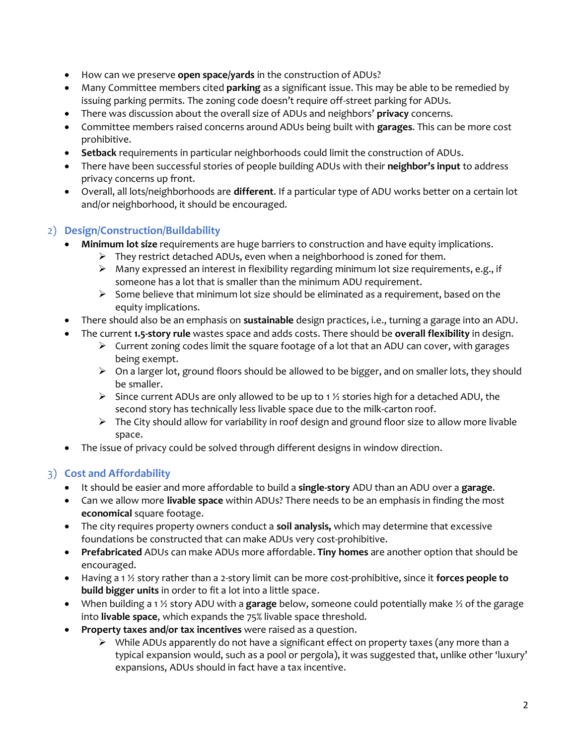- How can we preserve **open space/yards** in the construction of ADUs?
- Many Committee members cited **parking** as a significant issue. This may be able to be remedied by issuing parking permits. The zoning code doesn't require off-street parking for ADUs.
- There was discussion about the overall size of ADUs and neighbors' **privacy** concerns.
- Committee members raised concerns around ADUs being built with **garages**. This can be more cost prohibitive.
- **Setback** requirements in particular neighborhoods could limit the construction of ADUs.
- There have been successful stories of people building ADUs with their **neighbor's input** to address privacy concerns up front.
- Overall, all lots/neighborhoods are **different**. If a particular type of ADU works better on a certain lot and/or neighborhood, it should be encouraged.

## 2) Design/Construction/Buildability

- **Minimum lot size** requirements are huge barriers to construction and have equity implications.
  - They restrict detached ADUs, even when a neighborhood is zoned for them.
  - Many expressed an interest in flexibility regarding minimum lot size requirements, e.g., if someone has a lot that is smaller than the minimum ADU requirement.
  - Some believe that minimum lot size should be eliminated as a requirement, based on the equity implications.
- There should also be an emphasis on **sustainable** design practices, i.e., turning a garage into an ADU.
- The current **1.5-story rule** wastes space and adds costs. There should be **overall flexibility** in design.
  - Current zoning codes limit the square footage of a lot that an ADU can cover, with garages being exempt.
  - On a larger lot, ground floors should be allowed to be bigger, and on smaller lots, they should be smaller.
  - Since current ADUs are only allowed to be up to 1 ½ stories high for a detached ADU, the second story has technically less livable space due to the milk-carton roof.
  - The City should allow for variability in roof design and ground floor size to allow more livable space.
- The issue of privacy could be solved through different designs in window direction.

## 3) Cost and Affordability

- It should be easier and more affordable to build a **single-story** ADU than an ADU over a **garage**.
- Can we allow more **livable space** within ADUs? There needs to be an emphasis in finding the most **economical** square footage.
- The city requires property owners conduct a **soil analysis,** which may determine that excessive foundations be constructed that can make ADUs very cost-prohibitive.
- **Prefabricated** ADUs can make ADUs more affordable. **Tiny homes** are another option that should be encouraged.
- Having a 1 ½ story rather than a 2-story limit can be more cost-prohibitive, since it **forces people to build bigger units** in order to fit a lot into a little space.
- When building a 1 ½ story ADU with a **garage** below, someone could potentially make ½ of the garage into **livable space**, which expands the 75% livable space threshold.
- **Property taxes and/or tax incentives** were raised as a question.
  - While ADUs apparently do not have a significant effect on property taxes (any more than a typical expansion would, such as a pool or pergola), it was suggested that, unlike other 'luxury' expansions, ADUs should in fact have a tax incentive.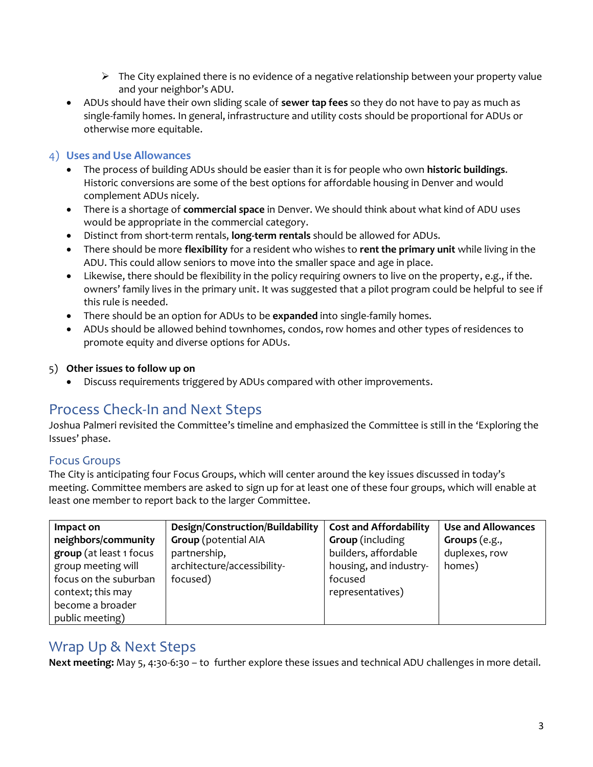- The City explained there is no evidence of a negative relationship between your property value and your neighbor's ADU.
- ADUs should have their own sliding scale of **sewer tap fees** so they do not have to pay as much as single-family homes. In general, infrastructure and utility costs should be proportional for ADUs or otherwise more equitable.

### 4) Uses and Use Allowances

- The process of building ADUs should be easier than it is for people who own **historic buildings**. Historic conversions are some of the best options for affordable housing in Denver and would complement ADUs nicely.
- There is a shortage of **commercial space** in Denver. We should think about what kind of ADU uses would be appropriate in the commercial category.
- Distinct from short-term rentals, **long-term rentals** should be allowed for ADUs.
- There should be more **flexibility** for a resident who wishes to **rent the primary unit** while living in the ADU. This could allow seniors to move into the smaller space and age in place.
- Likewise, there should be flexibility in the policy requiring owners to live on the property, e.g., if the. owners' family lives in the primary unit. It was suggested that a pilot program could be helpful to see if this rule is needed.
- There should be an option for ADUs to be **expanded** into single-family homes.
- ADUs should be allowed behind townhomes, condos, row homes and other types of residences to promote equity and diverse options for ADUs.

### 5) Other issues to follow up on

- Discuss requirements triggered by ADUs compared with other improvements.

## Process Check-In and Next Steps

Joshua Palmeri revisited the Committee's timeline and emphasized the Committee is still in the 'Exploring the Issues' phase.

### Focus Groups

The City is anticipating four Focus Groups, which will center around the key issues discussed in today's meeting. Committee members are asked to sign up for at least one of these four groups, which will enable at least one member to report back to the larger Committee.

| **Impact on neighbors/community group** (at least 1 focus group meeting will focus on the suburban context; this may become a broader public meeting) | **Design/Construction/Buildability Group** (potential AIA partnership, architecture/accessibility-focused) | **Cost and Affordability Group** (including builders, affordable housing, and industry-focused representatives) | **Use and Allowances Groups** (e.g., duplexes, row homes) |
|---|---|---|---|

## Wrap Up & Next Steps

**Next meeting:** May 5, 4:30-6:30 – to further explore these issues and technical ADU challenges in more detail.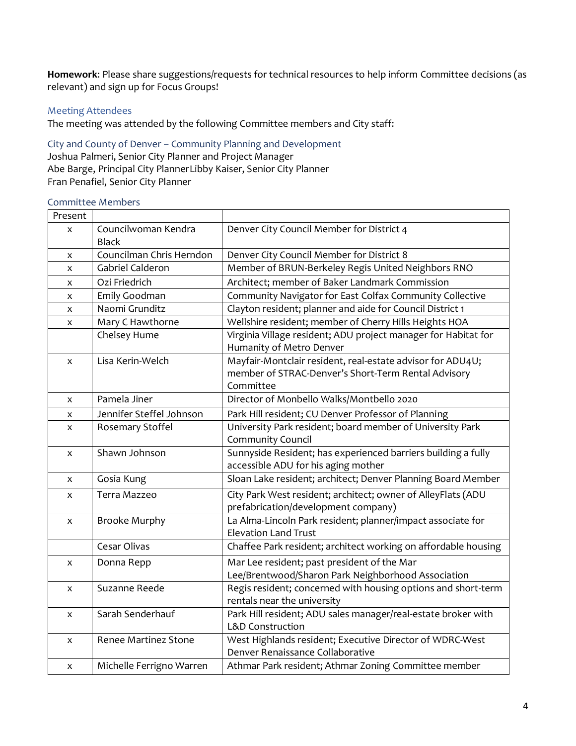**Homework:** Please share suggestions/requests for technical resources to help inform Committee decisions (as relevant) and sign up for Focus Groups!

## Meeting Attendees

The meeting was attended by the following Committee members and City staff:

### City and County of Denver – Community Planning and Development

Joshua Palmeri, Senior City Planner and Project Manager
Abe Barge, Principal City PlannerLibby Kaiser, Senior City Planner
Fran Penafiel, Senior City Planner

### Committee Members

| Present | | |
|---|---|---|
| x | Councilwoman Kendra Black | Denver City Council Member for District 4 |
| x | Councilman Chris Herndon | Denver City Council Member for District 8 |
| x | Gabriel Calderon | Member of BRUN-Berkeley Regis United Neighbors RNO |
| x | Ozi Friedrich | Architect; member of Baker Landmark Commission |
| x | Emily Goodman | Community Navigator for East Colfax Community Collective |
| x | Naomi Grunditz | Clayton resident; planner and aide for Council District 1 |
| x | Mary C Hawthorne | Wellshire resident; member of Cherry Hills Heights HOA |
| | Chelsey Hume | Virginia Village resident; ADU project manager for Habitat for Humanity of Metro Denver |
| x | Lisa Kerin-Welch | Mayfair-Montclair resident, real-estate advisor for ADU4U; member of STRAC-Denver's Short-Term Rental Advisory Committee |
| x | Pamela Jiner | Director of Monbello Walks/Montbello 2020 |
| x | Jennifer Steffel Johnson | Park Hill resident; CU Denver Professor of Planning |
| x | Rosemary Stoffel | University Park resident; board member of University Park Community Council |
| x | Shawn Johnson | Sunnyside Resident; has experienced barriers building a fully accessible ADU for his aging mother |
| x | Gosia Kung | Sloan Lake resident; architect; Denver Planning Board Member |
| x | Terra Mazzeo | City Park West resident; architect; owner of AlleyFlats (ADU prefabrication/development company) |
| x | Brooke Murphy | La Alma-Lincoln Park resident; planner/impact associate for Elevation Land Trust |
| | Cesar Olivas | Chaffee Park resident; architect working on affordable housing |
| x | Donna Repp | Mar Lee resident; past president of the Mar Lee/Brentwood/Sharon Park Neighborhood Association |
| x | Suzanne Reede | Regis resident; concerned with housing options and short-term rentals near the university |
| x | Sarah Senderhauf | Park Hill resident; ADU sales manager/real-estate broker with L&D Construction |
| x | Renee Martinez Stone | West Highlands resident; Executive Director of WDRC-West Denver Renaissance Collaborative |
| x | Michelle Ferrigno Warren | Athmar Park resident; Athmar Zoning Committee member |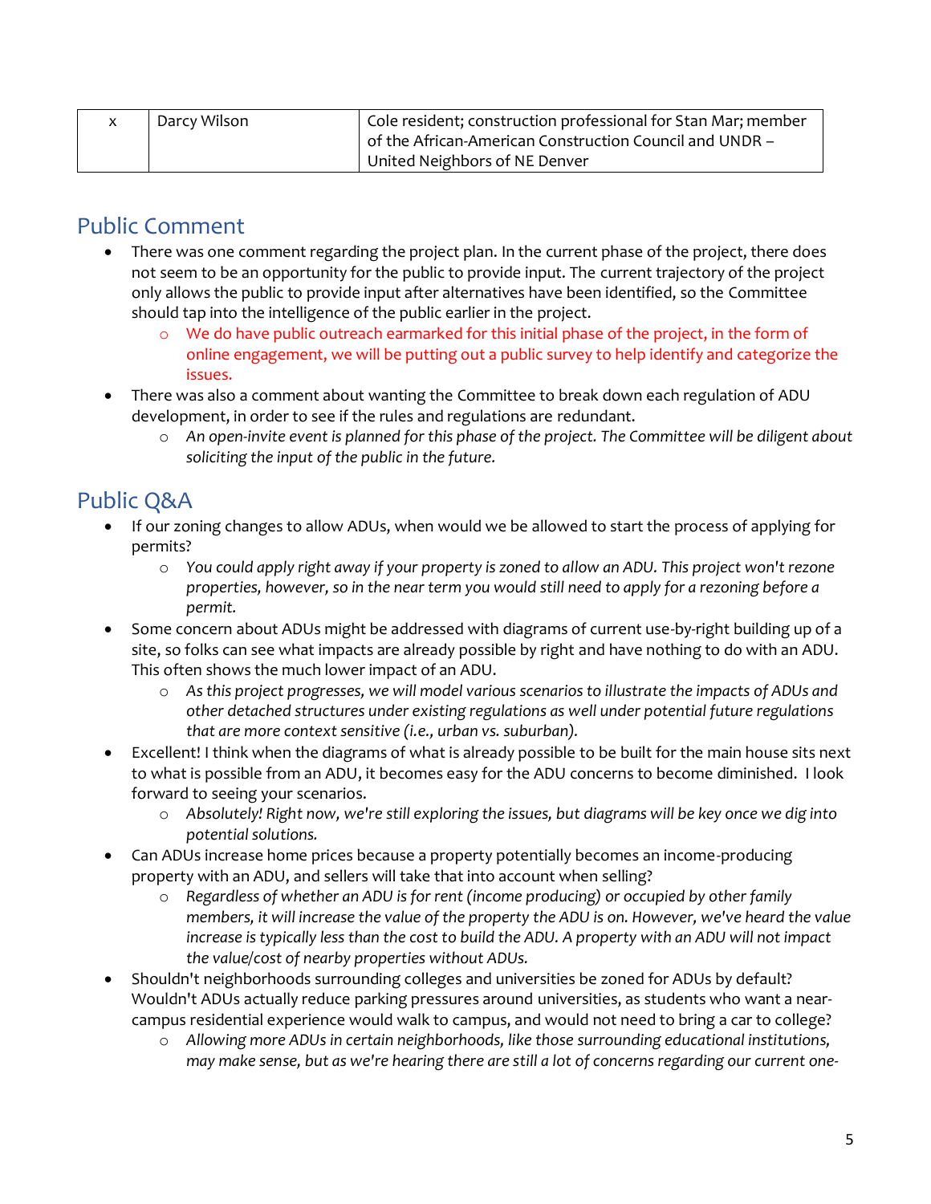| x | Darcy Wilson | Cole resident; construction professional for Stan Mar; member of the African-American Construction Council and UNDR – United Neighbors of NE Denver |
|---|---|---|

## Public Comment

- There was one comment regarding the project plan. In the current phase of the project, there does not seem to be an opportunity for the public to provide input. The current trajectory of the project only allows the public to provide input after alternatives have been identified, so the Committee should tap into the intelligence of the public earlier in the project.
  - We do have public outreach earmarked for this initial phase of the project, in the form of online engagement, we will be putting out a public survey to help identify and categorize the issues.
- There was also a comment about wanting the Committee to break down each regulation of ADU development, in order to see if the rules and regulations are redundant.
  - *An open-invite event is planned for this phase of the project. The Committee will be diligent about soliciting the input of the public in the future.*

## Public Q&A

- If our zoning changes to allow ADUs, when would we be allowed to start the process of applying for permits?
  - *You could apply right away if your property is zoned to allow an ADU. This project won't rezone properties, however, so in the near term you would still need to apply for a rezoning before a permit.*
- Some concern about ADUs might be addressed with diagrams of current use-by-right building up of a site, so folks can see what impacts are already possible by right and have nothing to do with an ADU. This often shows the much lower impact of an ADU.
  - *As this project progresses, we will model various scenarios to illustrate the impacts of ADUs and other detached structures under existing regulations as well under potential future regulations that are more context sensitive (i.e., urban vs. suburban).*
- Excellent! I think when the diagrams of what is already possible to be built for the main house sits next to what is possible from an ADU, it becomes easy for the ADU concerns to become diminished. I look forward to seeing your scenarios.
  - *Absolutely! Right now, we're still exploring the issues, but diagrams will be key once we dig into potential solutions.*
- Can ADUs increase home prices because a property potentially becomes an income-producing property with an ADU, and sellers will take that into account when selling?
  - *Regardless of whether an ADU is for rent (income producing) or occupied by other family members, it will increase the value of the property the ADU is on. However, we've heard the value increase is typically less than the cost to build the ADU. A property with an ADU will not impact the value/cost of nearby properties without ADUs.*
- Shouldn't neighborhoods surrounding colleges and universities be zoned for ADUs by default? Wouldn't ADUs actually reduce parking pressures around universities, as students who want a near-campus residential experience would walk to campus, and would not need to bring a car to college?
  - *Allowing more ADUs in certain neighborhoods, like those surrounding educational institutions, may make sense, but as we're hearing there are still a lot of concerns regarding our current one-*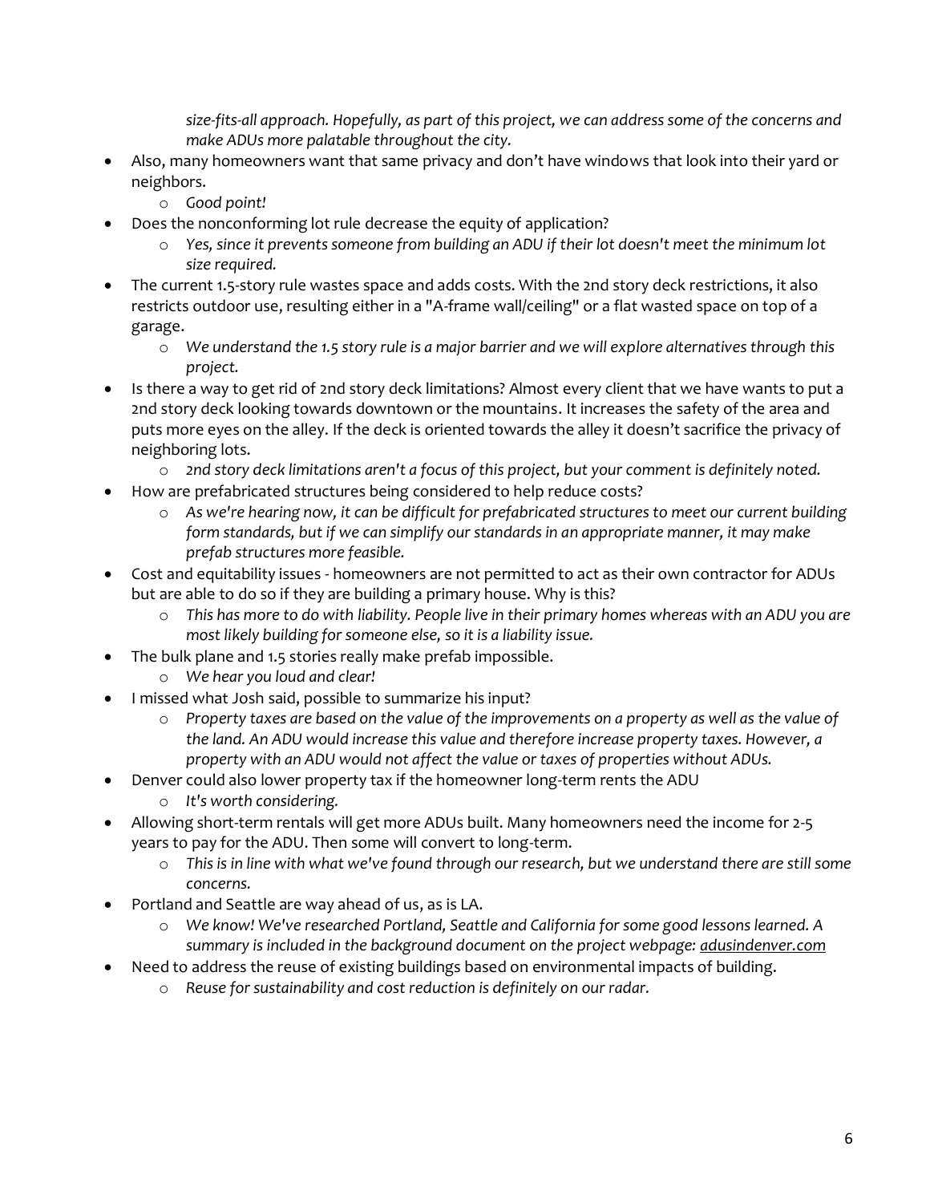*size-fits-all approach. Hopefully, as part of this project, we can address some of the concerns and make ADUs more palatable throughout the city.*

- Also, many homeowners want that same privacy and don't have windows that look into their yard or neighbors.
    - *Good point!*
- Does the nonconforming lot rule decrease the equity of application?
    - *Yes, since it prevents someone from building an ADU if their lot doesn't meet the minimum lot size required.*
- The current 1.5-story rule wastes space and adds costs. With the 2nd story deck restrictions, it also restricts outdoor use, resulting either in a "A-frame wall/ceiling" or a flat wasted space on top of a garage.
    - *We understand the 1.5 story rule is a major barrier and we will explore alternatives through this project.*
- Is there a way to get rid of 2nd story deck limitations? Almost every client that we have wants to put a 2nd story deck looking towards downtown or the mountains. It increases the safety of the area and puts more eyes on the alley. If the deck is oriented towards the alley it doesn't sacrifice the privacy of neighboring lots.
    - *2nd story deck limitations aren't a focus of this project, but your comment is definitely noted.*
- How are prefabricated structures being considered to help reduce costs?
    - *As we're hearing now, it can be difficult for prefabricated structures to meet our current building form standards, but if we can simplify our standards in an appropriate manner, it may make prefab structures more feasible.*
- Cost and equitability issues - homeowners are not permitted to act as their own contractor for ADUs but are able to do so if they are building a primary house. Why is this?
    - *This has more to do with liability. People live in their primary homes whereas with an ADU you are most likely building for someone else, so it is a liability issue.*
- The bulk plane and 1.5 stories really make prefab impossible.
    - *We hear you loud and clear!*
- I missed what Josh said, possible to summarize his input?
    - *Property taxes are based on the value of the improvements on a property as well as the value of the land. An ADU would increase this value and therefore increase property taxes. However, a property with an ADU would not affect the value or taxes of properties without ADUs.*
- Denver could also lower property tax if the homeowner long-term rents the ADU
    - *It's worth considering.*
- Allowing short-term rentals will get more ADUs built. Many homeowners need the income for 2-5 years to pay for the ADU. Then some will convert to long-term.
    - *This is in line with what we've found through our research, but we understand there are still some concerns.*
- Portland and Seattle are way ahead of us, as is LA.
    - *We know! We've researched Portland, Seattle and California for some good lessons learned. A summary is included in the background document on the project webpage: adusindenver.com*
- Need to address the reuse of existing buildings based on environmental impacts of building.
    - *Reuse for sustainability and cost reduction is definitely on our radar.*